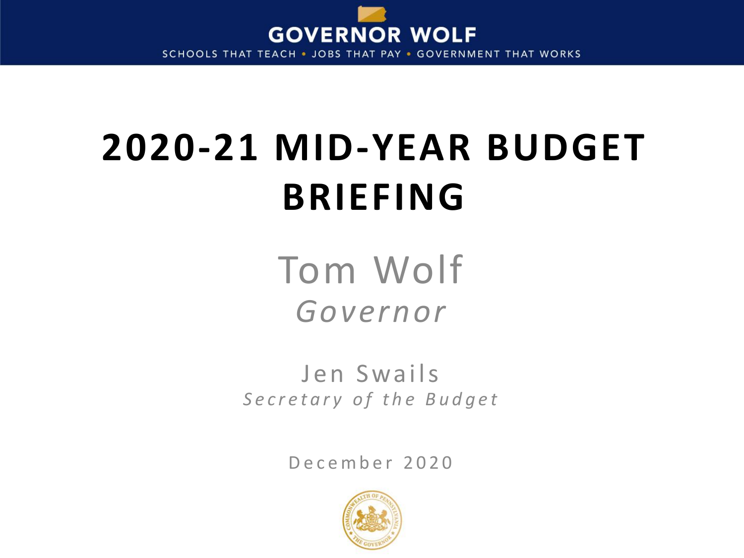GOVERNOR WOLF

SCHOOLS THAT TEACH • JOBS THAT PAY • GOVERNMENT THAT WORKS

# 2020-21 MID-YEAR BUDGET BRIEFING

Tom Wolf

*Governor*

Jen Swails

*Secretary of the Budget*

December 2020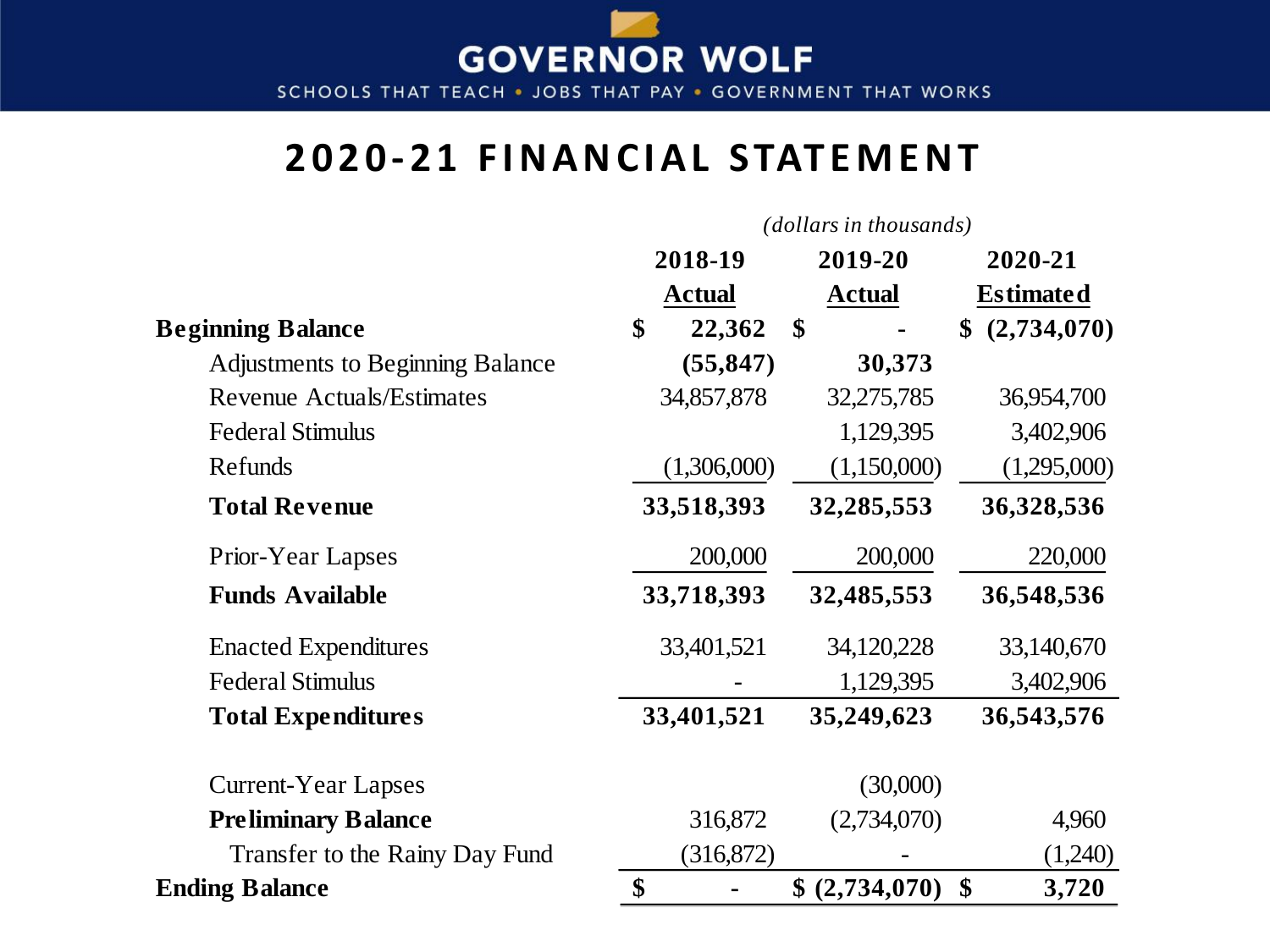# 2020-21 FINANCIAL STATEMENT

*(dollars in thousands)*

| | 2018-19 Actual | 2019-20 Actual | 2020-21 Estimated |
|---|---|---|---|
| **Beginning Balance** | **$ 22,362** | **$ -** | **$ (2,734,070)** |
| Adjustments to Beginning Balance | **(55,847)** | **30,373** | |
| Revenue Actuals/Estimates | 34,857,878 | 32,275,785 | 36,954,700 |
| Federal Stimulus | | 1,129,395 | 3,402,906 |
| Refunds | (1,306,000) | (1,150,000) | (1,295,000) |
| **Total Revenue** | **33,518,393** | **32,285,553** | **36,328,536** |
| Prior-Year Lapses | 200,000 | 200,000 | 220,000 |
| **Funds Available** | **33,718,393** | **32,485,553** | **36,548,536** |
| Enacted Expenditures | 33,401,521 | 34,120,228 | 33,140,670 |
| Federal Stimulus | - | 1,129,395 | 3,402,906 |
| **Total Expenditures** | **33,401,521** | **35,249,623** | **36,543,576** |
| Current-Year Lapses | | (30,000) | |
| **Preliminary Balance** | 316,872 | (2,734,070) | 4,960 |
| Transfer to the Rainy Day Fund | (316,872) | - | (1,240) |
| **Ending Balance** | **$ -** | **$ (2,734,070)** | **$ 3,720** |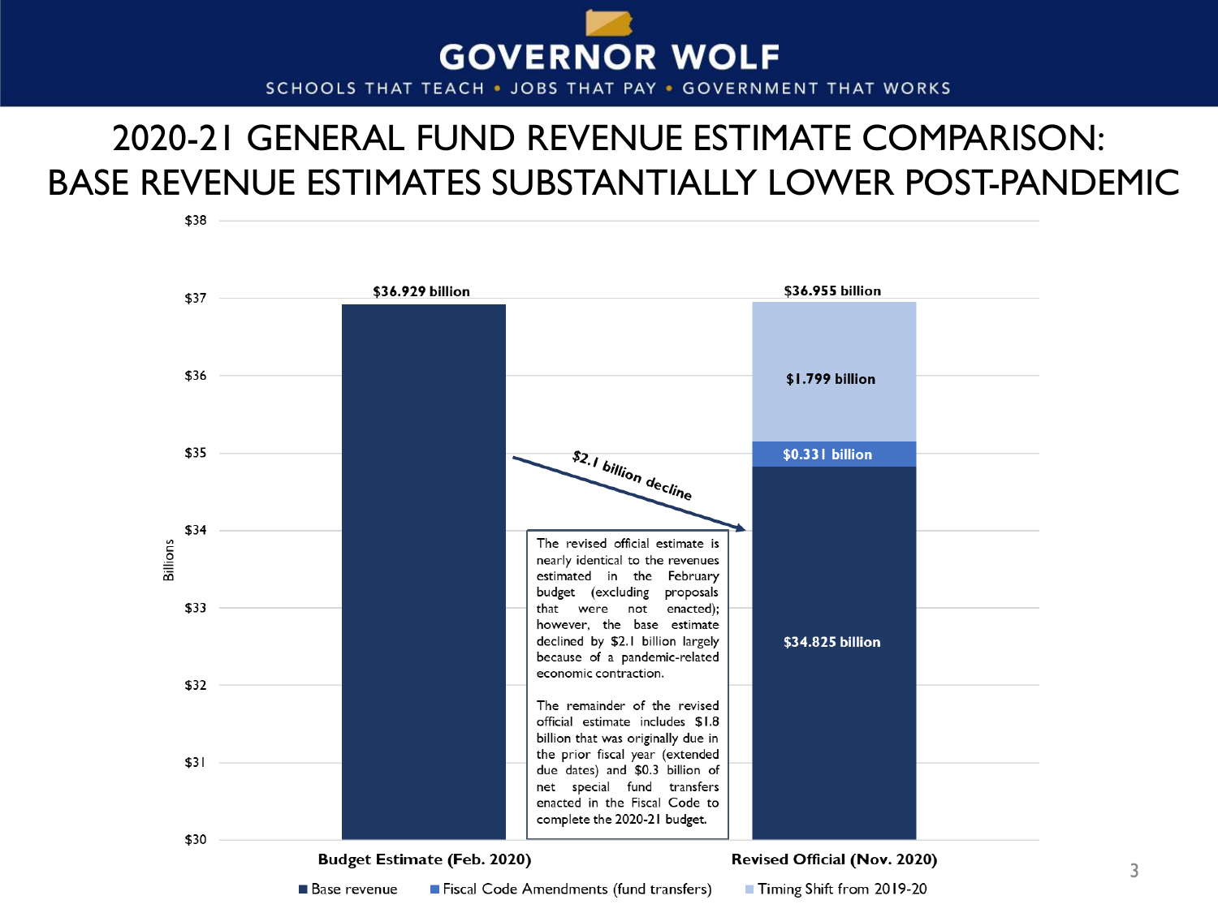# 2020-21 GENERAL FUND REVENUE ESTIMATE COMPARISON: BASE REVENUE ESTIMATES SUBSTANTIALLY LOWER POST-PANDEMIC

| | Base revenue | Fiscal Code Amendments (fund transfers) | Timing Shift from 2019-20 | Total |
|---|---|---|---|---|
| Budget Estimate (Feb. 2020) | | | | $36.929 billion |
| Revised Official (Nov. 2020) | $34.825 billion | $0.331 billion | $1.799 billion | $36.955 billion |

$2.1 billion decline

The revised official estimate is nearly identical to the revenues estimated in the February budget (excluding proposals that were not enacted); however, the base estimate declined by $2.1 billion largely because of a pandemic-related economic contraction.

The remainder of the revised official estimate includes $1.8 billion that was originally due in the prior fiscal year (extended due dates) and $0.3 billion of net special fund transfers enacted in the Fiscal Code to complete the 2020-21 budget.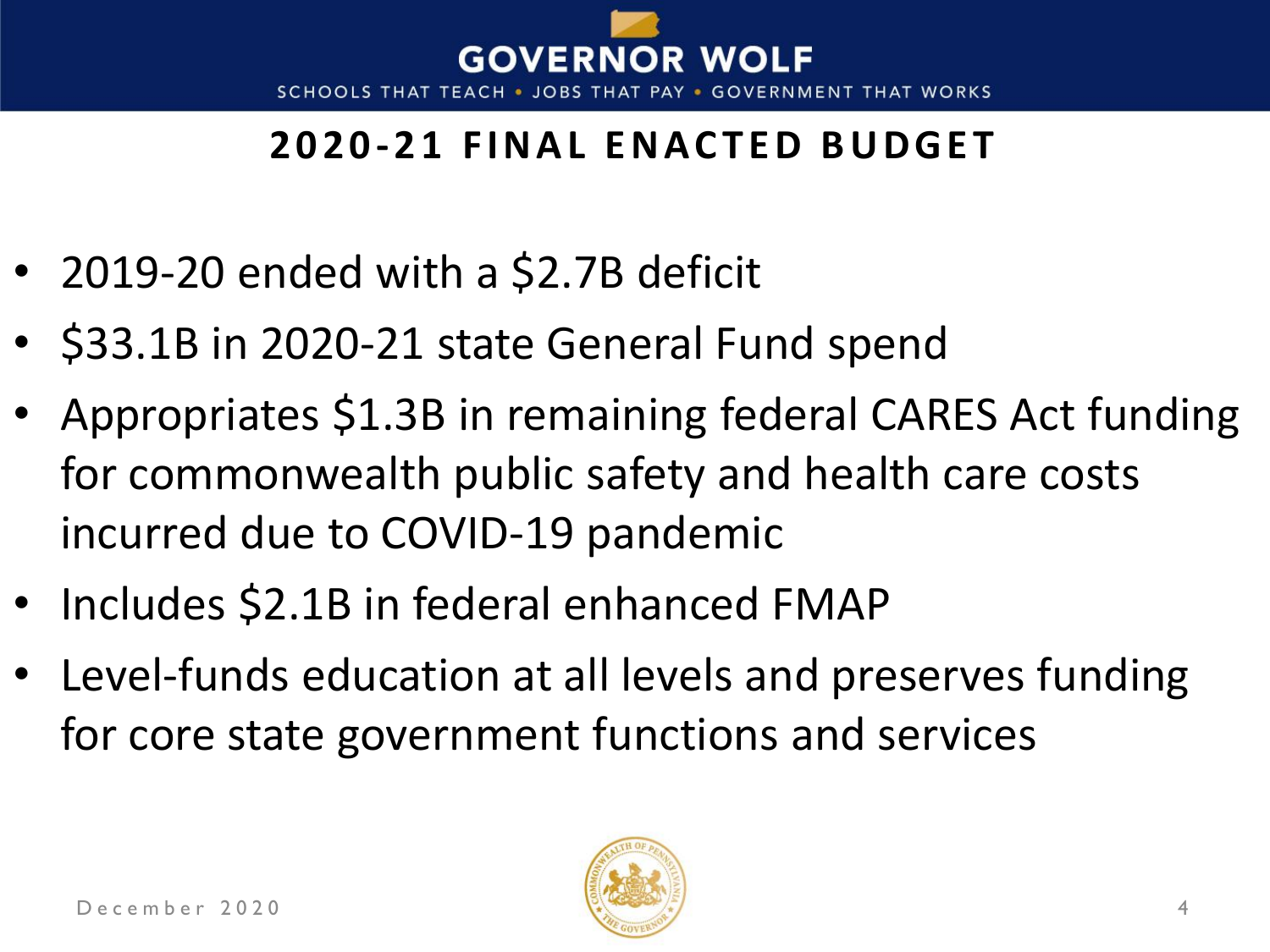# GOVERNOR WOLF

SCHOOLS THAT TEACH • JOBS THAT PAY • GOVERNMENT THAT WORKS

## 2020-21 FINAL ENACTED BUDGET

- 2019-20 ended with a $2.7B deficit
- $33.1B in 2020-21 state General Fund spend
- Appropriates $1.3B in remaining federal CARES Act funding for commonwealth public safety and health care costs incurred due to COVID-19 pandemic
- Includes $2.1B in federal enhanced FMAP
- Level-funds education at all levels and preserves funding for core state government functions and services

December 2020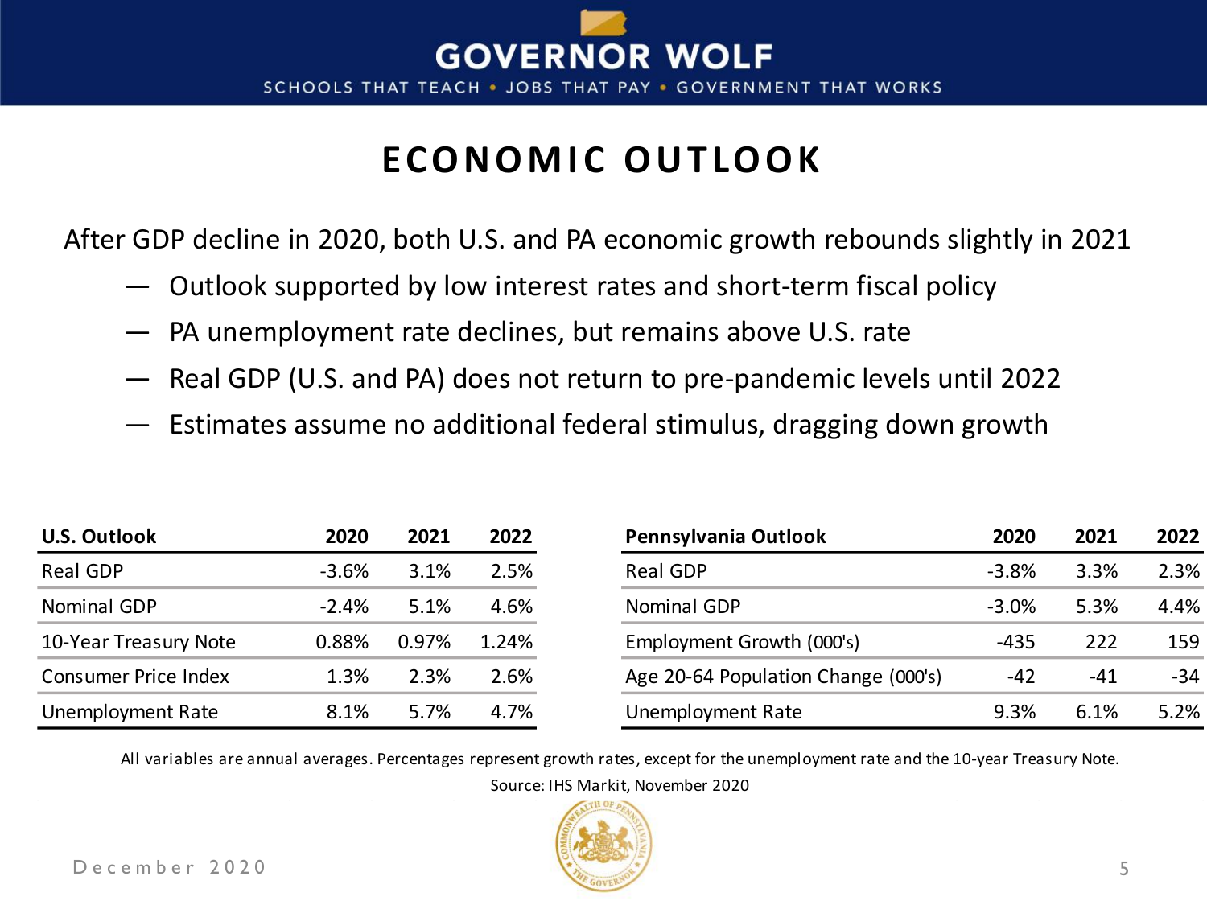# ECONOMIC OUTLOOK

After GDP decline in 2020, both U.S. and PA economic growth rebounds slightly in 2021

- Outlook supported by low interest rates and short-term fiscal policy
- PA unemployment rate declines, but remains above U.S. rate
- Real GDP (U.S. and PA) does not return to pre-pandemic levels until 2022
- Estimates assume no additional federal stimulus, dragging down growth

| U.S. Outlook | 2020 | 2021 | 2022 |
|---|---|---|---|
| Real GDP | -3.6% | 3.1% | 2.5% |
| Nominal GDP | -2.4% | 5.1% | 4.6% |
| 10-Year Treasury Note | 0.88% | 0.97% | 1.24% |
| Consumer Price Index | 1.3% | 2.3% | 2.6% |
| Unemployment Rate | 8.1% | 5.7% | 4.7% |

| Pennsylvania Outlook | 2020 | 2021 | 2022 |
|---|---|---|---|
| Real GDP | -3.8% | 3.3% | 2.3% |
| Nominal GDP | -3.0% | 5.3% | 4.4% |
| Employment Growth (000's) | -435 | 222 | 159 |
| Age 20-64 Population Change (000's) | -42 | -41 | -34 |
| Unemployment Rate | 9.3% | 6.1% | 5.2% |

All variables are annual averages. Percentages represent growth rates, except for the unemployment rate and the 10-year Treasury Note.

Source: IHS Markit, November 2020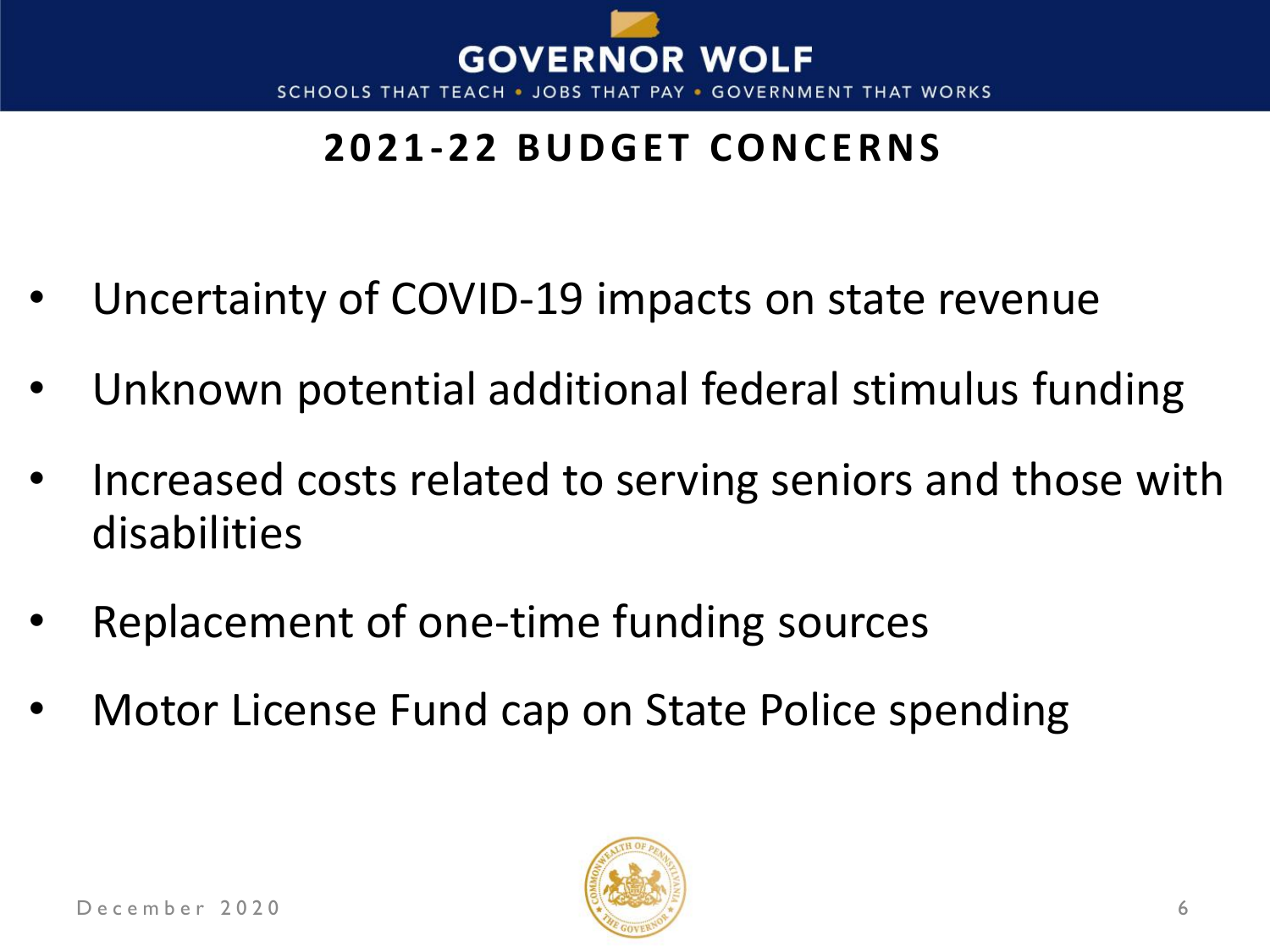# 2021-22 BUDGET CONCERNS

- Uncertainty of COVID-19 impacts on state revenue
- Unknown potential additional federal stimulus funding
- Increased costs related to serving seniors and those with disabilities
- Replacement of one-time funding sources
- Motor License Fund cap on State Police spending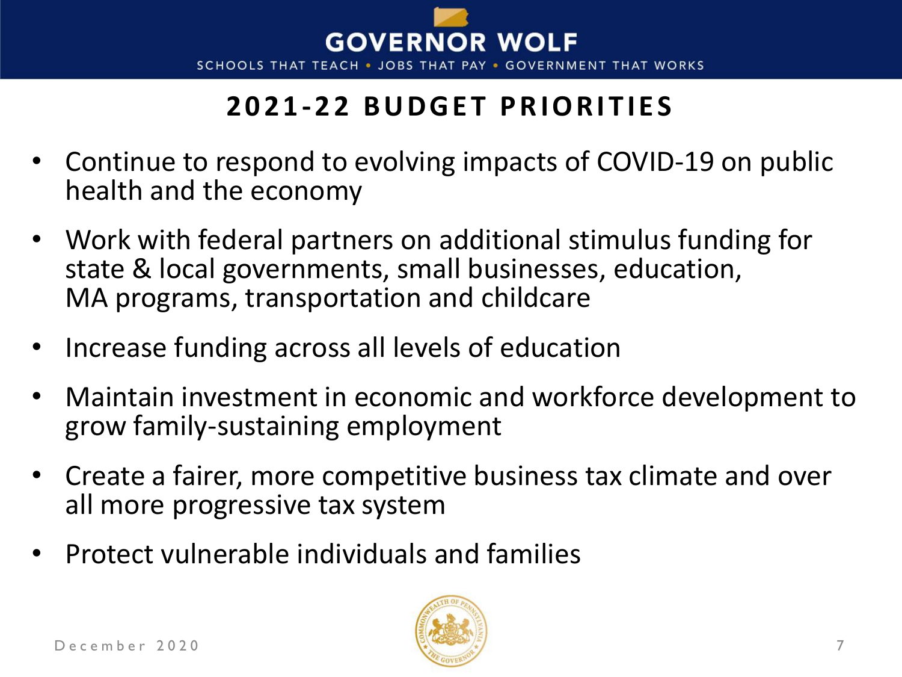# GOVERNOR WOLF

SCHOOLS THAT TEACH • JOBS THAT PAY • GOVERNMENT THAT WORKS

## 2021-22 BUDGET PRIORITIES

- Continue to respond to evolving impacts of COVID-19 on public health and the economy
- Work with federal partners on additional stimulus funding for state & local governments, small businesses, education, MA programs, transportation and childcare
- Increase funding across all levels of education
- Maintain investment in economic and workforce development to grow family-sustaining employment
- Create a fairer, more competitive business tax climate and over all more progressive tax system
- Protect vulnerable individuals and families

December 2020